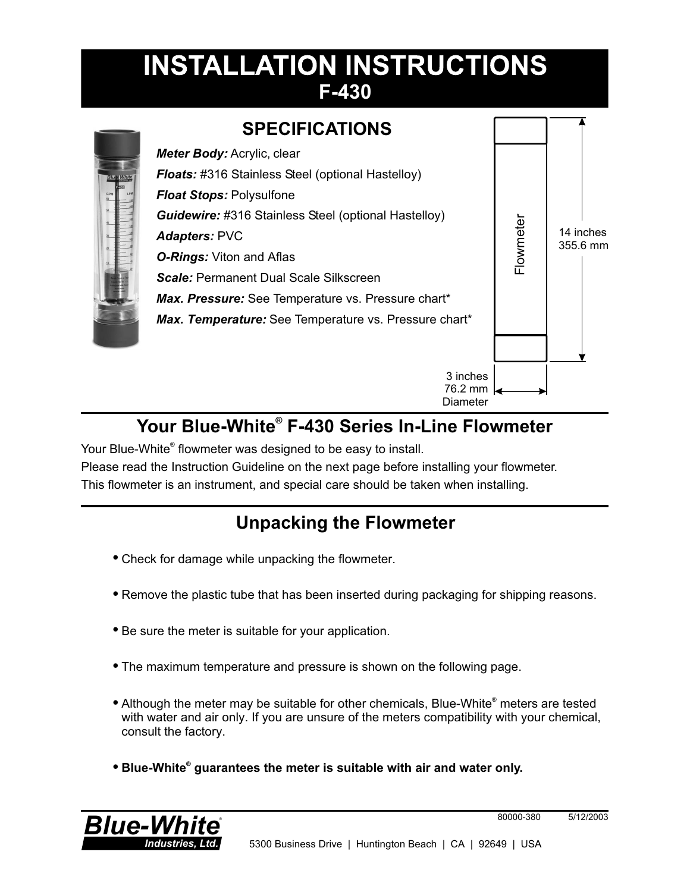# INSTALLATION INSTRUCTIONS
## F-430

## SPECIFICATIONS

***Meter Body:*** Acrylic, clear
***Floats:*** #316 Stainless Steel (optional Hastelloy)
***Float Stops:*** Polysulfone
***Guidewire:*** #316 Stainless Steel (optional Hastelloy)
***Adapters:*** PVC
***O-Rings:*** Viton and Aflas
***Scale:*** Permanent Dual Scale Silkscreen
***Max. Pressure:*** See Temperature vs. Pressure chart*
***Max. Temperature:*** See Temperature vs. Pressure chart*

Flowmeter
14 inches
355.6 mm

3 inches
76.2 mm
Diameter

## Your Blue-White® F-430 Series In-Line Flowmeter

Your Blue-White® flowmeter was designed to be easy to install.
Please read the Instruction Guideline on the next page before installing your flowmeter.
This flowmeter is an instrument, and special care should be taken when installing.

## Unpacking the Flowmeter

- Check for damage while unpacking the flowmeter.
- Remove the plastic tube that has been inserted during packaging for shipping reasons.
- Be sure the meter is suitable for your application.
- The maximum temperature and pressure is shown on the following page.
- Although the meter may be suitable for other chemicals, Blue-White® meters are tested with water and air only. If you are unsure of the meters compatibility with your chemical, consult the factory.
- **Blue-White® guarantees the meter is suitable with air and water only.**

**Blue-White** Industries, Ltd.

80000-380 5/12/2003

5300 Business Drive | Huntington Beach | CA | 92649 | USA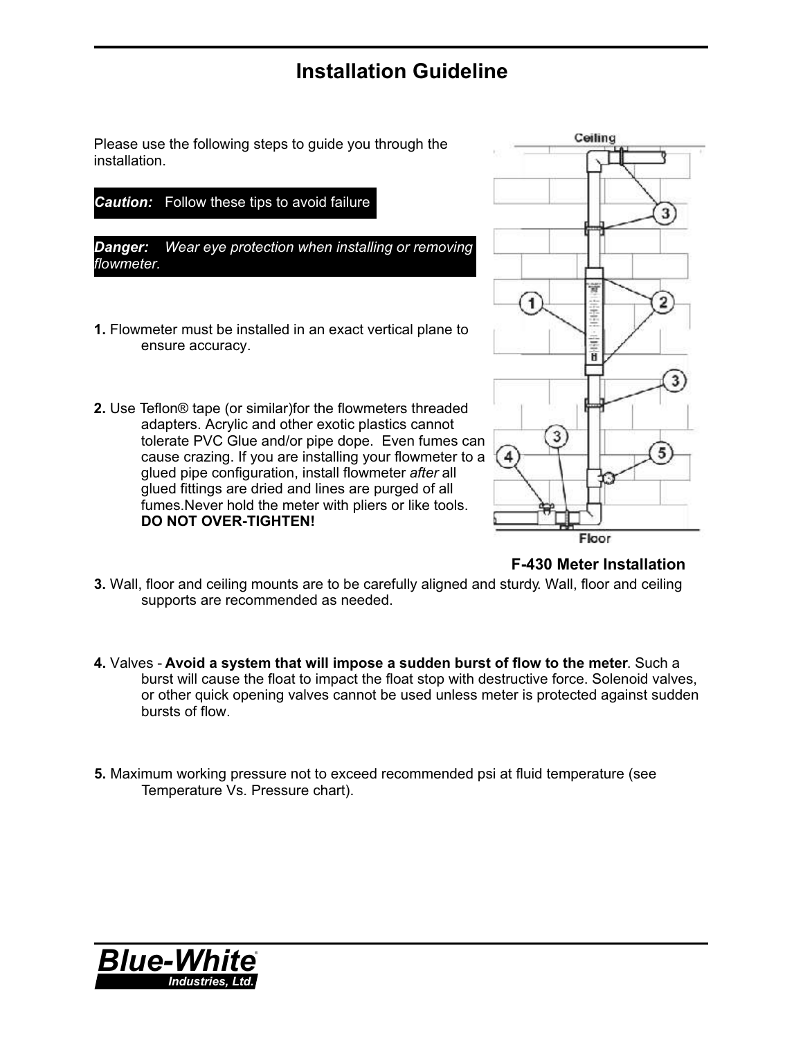# Installation Guideline

Please use the following steps to guide you through the installation.

**Caution:** Follow these tips to avoid failure

***Danger:*** *Wear eye protection when installing or removing flowmeter.*

**1.** Flowmeter must be installed in an exact vertical plane to ensure accuracy.

**2.** Use Teflon® tape (or similar)for the flowmeters threaded adapters. Acrylic and other exotic plastics cannot tolerate PVC Glue and/or pipe dope. Even fumes can cause crazing. If you are installing your flowmeter to a glued pipe configuration, install flowmeter *after* all glued fittings are dried and lines are purged of all fumes.Never hold the meter with pliers or like tools. **DO NOT OVER-TIGHTEN!**

**F-430 Meter Installation**

**3.** Wall, floor and ceiling mounts are to be carefully aligned and sturdy. Wall, floor and ceiling supports are recommended as needed.

**4.** Valves - **Avoid a system that will impose a sudden burst of flow to the meter**. Such a burst will cause the float to impact the float stop with destructive force. Solenoid valves, or other quick opening valves cannot be used unless meter is protected against sudden bursts of flow.

**5.** Maximum working pressure not to exceed recommended psi at fluid temperature (see Temperature Vs. Pressure chart).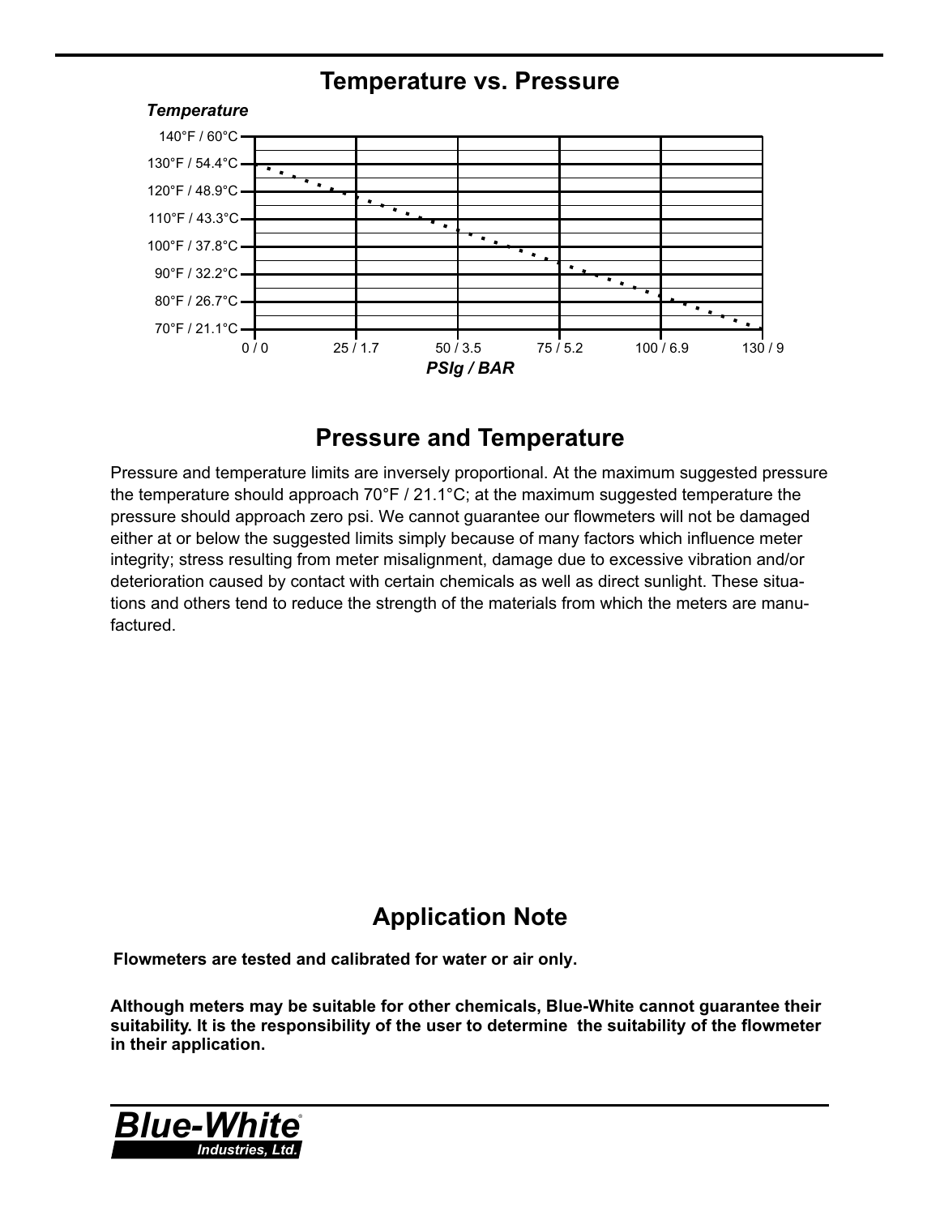## Temperature vs. Pressure

*Temperature*

140°F / 60°C
130°F / 54.4°C
120°F / 48.9°C
110°F / 43.3°C
100°F / 37.8°C
90°F / 32.2°C
80°F / 26.7°C
70°F / 21.1°C

0 / 0 | 25 / 1.7 | 50 / 3.5 | 75 / 5.2 | 100 / 6.9 | 130 / 9

*PSIg / BAR*

## Pressure and Temperature

Pressure and temperature limits are inversely proportional. At the maximum suggested pressure the temperature should approach 70°F / 21.1°C; at the maximum suggested temperature the pressure should approach zero psi. We cannot guarantee our flowmeters will not be damaged either at or below the suggested limits simply because of many factors which influence meter integrity; stress resulting from meter misalignment, damage due to excessive vibration and/or deterioration caused by contact with certain chemicals as well as direct sunlight. These situations and others tend to reduce the strength of the materials from which the meters are manufactured.

## Application Note

**Flowmeters are tested and calibrated for water or air only.**

**Although meters may be suitable for other chemicals, Blue-White cannot guarantee their suitability. It is the responsibility of the user to determine the suitability of the flowmeter in their application.**

**Blue-White** Industries, Ltd.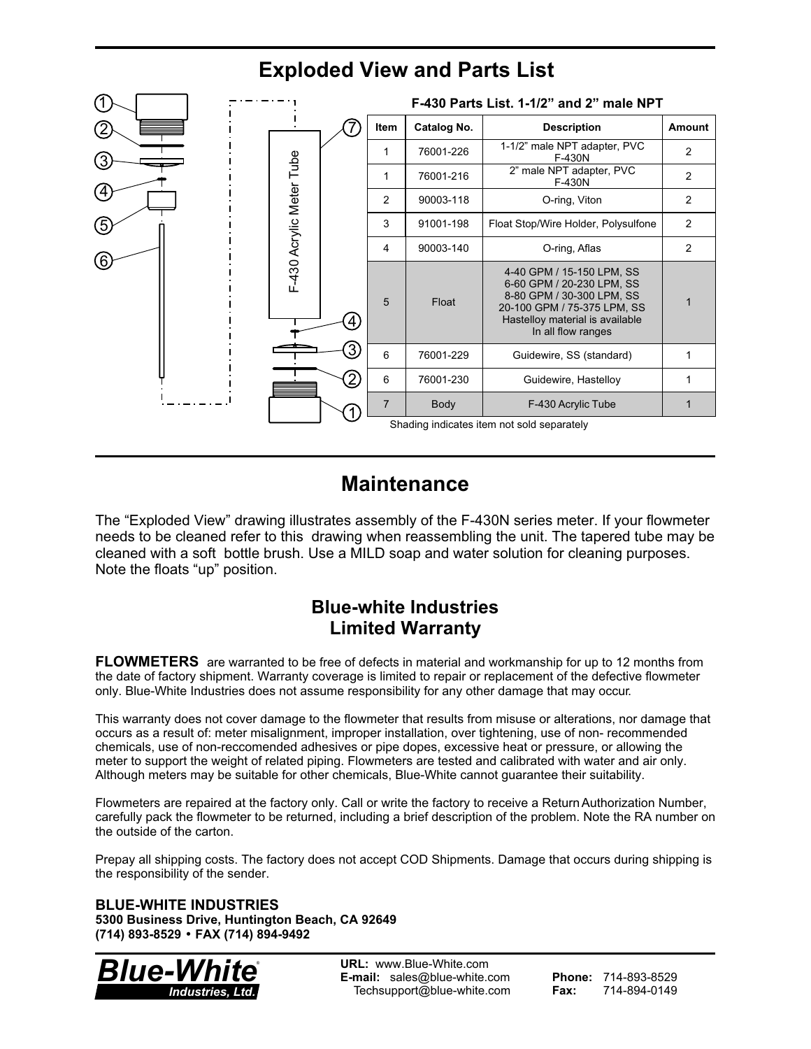# Exploded View and Parts List

F-430 Acrylic Meter Tube

**F-430 Parts List. 1-1/2" and 2" male NPT**

| Item | Catalog No. | Description | Amount |
|---|---|---|---|
| 1 | 76001-226 | 1-1/2" male NPT adapter, PVC F-430N | 2 |
| 1 | 76001-216 | 2" male NPT adapter, PVC F-430N | 2 |
| 2 | 90003-118 | O-ring, Viton | 2 |
| 3 | 91001-198 | Float Stop/Wire Holder, Polysulfone | 2 |
| 4 | 90003-140 | O-ring, Aflas | 2 |
| 5 | Float | 4-40 GPM / 15-150 LPM, SS<br>6-60 GPM / 20-230 LPM, SS<br>8-80 GPM / 30-300 LPM, SS<br>20-100 GPM / 75-375 LPM, SS<br>Hastelloy material is available<br>In all flow ranges | 1 |
| 6 | 76001-229 | Guidewire, SS (standard) | 1 |
| 6 | 76001-230 | Guidewire, Hastelloy | 1 |
| 7 | Body | F-430 Acrylic Tube | 1 |

Shading indicates item not sold separately

# Maintenance

The "Exploded View" drawing illustrates assembly of the F-430N series meter. If your flowmeter needs to be cleaned refer to this drawing when reassembling the unit. The tapered tube may be cleaned with a soft bottle brush. Use a MILD soap and water solution for cleaning purposes. Note the floats "up" position.

## Blue-white Industries Limited Warranty

**FLOWMETERS** are warranted to be free of defects in material and workmanship for up to 12 months from the date of factory shipment. Warranty coverage is limited to repair or replacement of the defective flowmeter only. Blue-White Industries does not assume responsibility for any other damage that may occur.

This warranty does not cover damage to the flowmeter that results from misuse or alterations, nor damage that occurs as a result of: meter misalignment, improper installation, over tightening, use of non- recommended chemicals, use of non-reccomended adhesives or pipe dopes, excessive heat or pressure, or allowing the meter to support the weight of related piping. Flowmeters are tested and calibrated with water and air only. Although meters may be suitable for other chemicals, Blue-White cannot guarantee their suitability.

Flowmeters are repaired at the factory only. Call or write the factory to receive a Return Authorization Number, carefully pack the flowmeter to be returned, including a brief description of the problem. Note the RA number on the outside of the carton.

Prepay all shipping costs. The factory does not accept COD Shipments. Damage that occurs during shipping is the responsibility of the sender.

**BLUE-WHITE INDUSTRIES**
**5300 Business Drive, Huntington Beach, CA 92649**
**(714) 893-8529 • FAX (714) 894-9492**

Blue-White Industries, Ltd.

**URL:** www.Blue-White.com
**E-mail:** sales@blue-white.com
Techsupport@blue-white.com

**Phone:** 714-893-8529
**Fax:** 714-894-0149